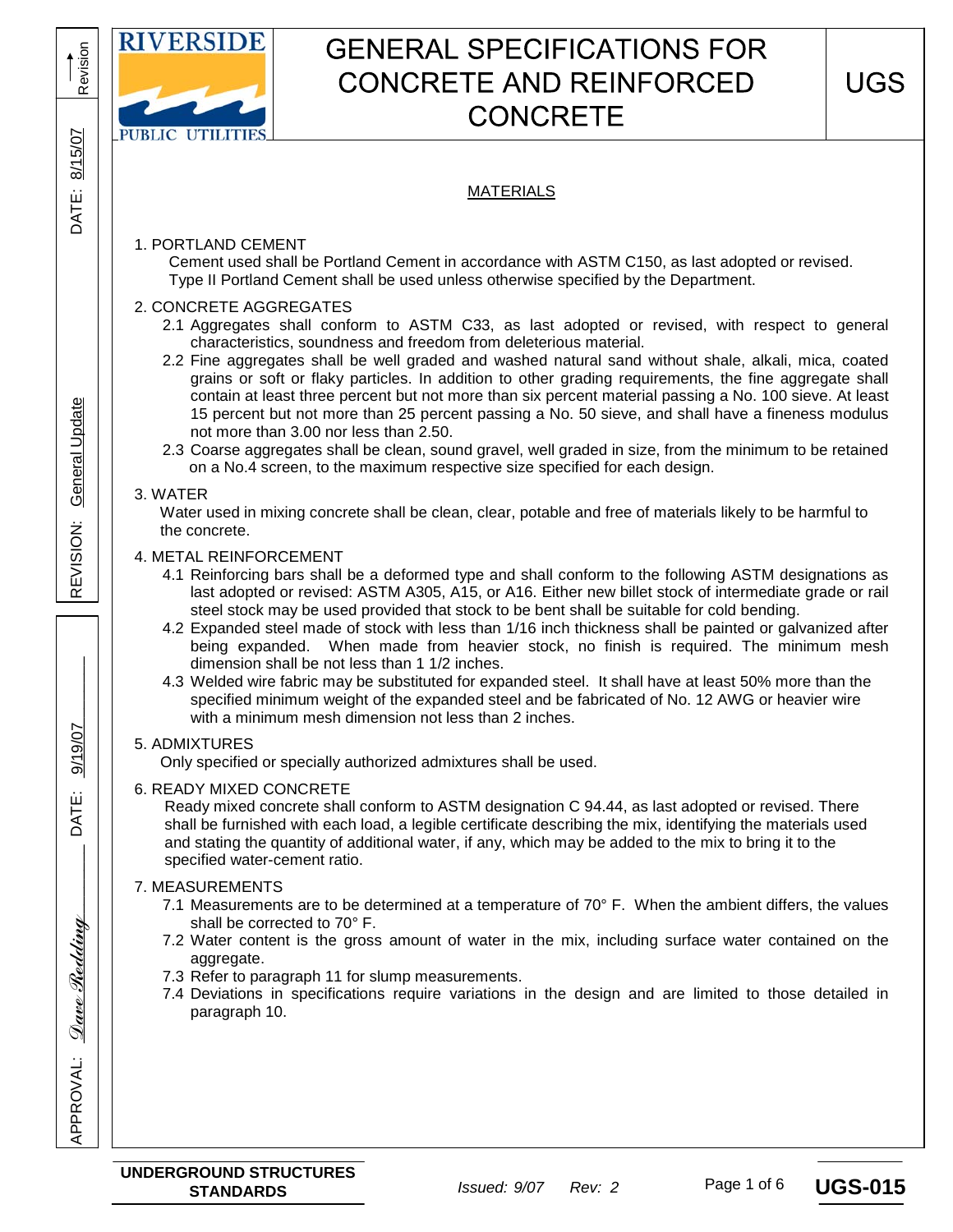# GENERAL SPECIFICATIONS FOR CONCRETE AND REINFORCED CONCRETE

## MATERIALS

1. PORTLAND CEMENT

   Cement used shall be Portland Cement in accordance with ASTM C150, as last adopted or revised. Type II Portland Cement shall be used unless otherwise specified by the Department.

2. CONCRETE AGGREGATES

   2.1 Aggregates shall conform to ASTM C33, as last adopted or revised, with respect to general characteristics, soundness and freedom from deleterious material.

   2.2 Fine aggregates shall be well graded and washed natural sand without shale, alkali, mica, coated grains or soft or flaky particles. In addition to other grading requirements, the fine aggregate shall contain at least three percent but not more than six percent material passing a No. 100 sieve. At least 15 percent but not more than 25 percent passing a No. 50 sieve, and shall have a fineness modulus not more than 3.00 nor less than 2.50.

   2.3 Coarse aggregates shall be clean, sound gravel, well graded in size, from the minimum to be retained on a No.4 screen, to the maximum respective size specified for each design.

3. WATER

   Water used in mixing concrete shall be clean, clear, potable and free of materials likely to be harmful to the concrete.

4. METAL REINFORCEMENT

   4.1 Reinforcing bars shall be a deformed type and shall conform to the following ASTM designations as last adopted or revised: ASTM A305, A15, or A16. Either new billet stock of intermediate grade or rail steel stock may be used provided that stock to be bent shall be suitable for cold bending.

   4.2 Expanded steel made of stock with less than 1/16 inch thickness shall be painted or galvanized after being expanded. When made from heavier stock, no finish is required. The minimum mesh dimension shall be not less than 1 1/2 inches.

   4.3 Welded wire fabric may be substituted for expanded steel. It shall have at least 50% more than the specified minimum weight of the expanded steel and be fabricated of No. 12 AWG or heavier wire with a minimum mesh dimension not less than 2 inches.

5. ADMIXTURES

   Only specified or specially authorized admixtures shall be used.

6. READY MIXED CONCRETE

   Ready mixed concrete shall conform to ASTM designation C 94.44, as last adopted or revised. There shall be furnished with each load, a legible certificate describing the mix, identifying the materials used and stating the quantity of additional water, if any, which may be added to the mix to bring it to the specified water-cement ratio.

7. MEASUREMENTS

   7.1 Measurements are to be determined at a temperature of 70° F. When the ambient differs, the values shall be corrected to 70° F.

   7.2 Water content is the gross amount of water in the mix, including surface water contained on the aggregate.

   7.3 Refer to paragraph 11 for slump measurements.

   7.4 Deviations in specifications require variations in the design and are limited to those detailed in paragraph 10.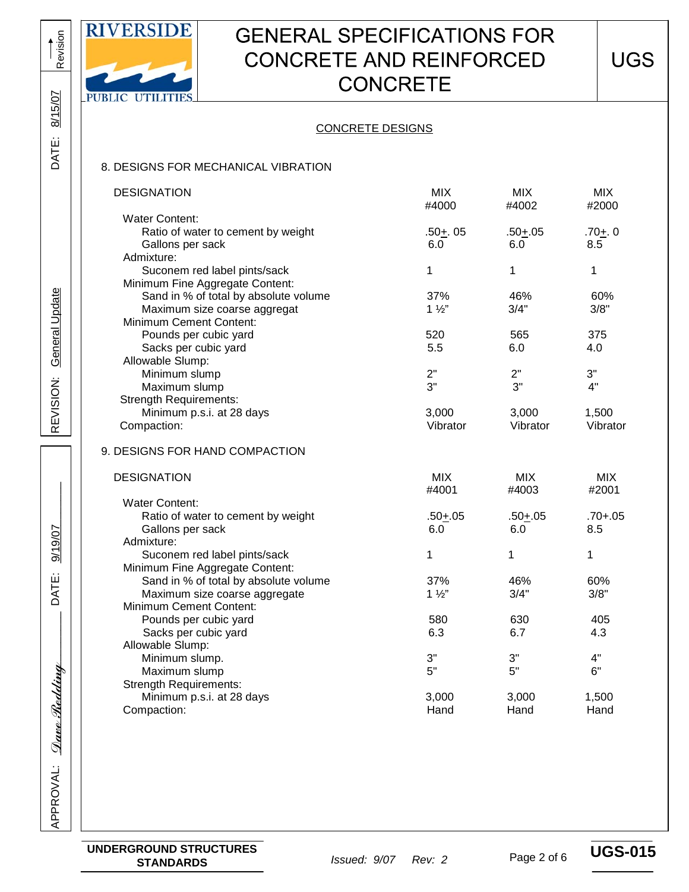CONCRETE DESIGNS

8. DESIGNS FOR MECHANICAL VIBRATION

| DESIGNATION | MIX #4000 | MIX #4002 | MIX #2000 |
|---|---|---|---|
| Water Content: | | | |
| Ratio of water to cement by weight | .50±. 05 | .50±.05 | .70±. 0 |
| Gallons per sack | 6.0 | 6.0 | 8.5 |
| Admixture: | | | |
| Suconem red label pints/sack | 1 | 1 | 1 |
| Minimum Fine Aggregate Content: | | | |
| Sand in % of total by absolute volume | 37% | 46% | 60% |
| Maximum size coarse aggregat | 1 ½" | 3/4" | 3/8" |
| Minimum Cement Content: | | | |
| Pounds per cubic yard | 520 | 565 | 375 |
| Sacks per cubic yard | 5.5 | 6.0 | 4.0 |
| Allowable Slump: | | | |
| Minimum slump | 2" | 2" | 3" |
| Maximum slump | 3" | 3" | 4" |
| Strength Requirements: | | | |
| Minimum p.s.i. at 28 days | 3,000 | 3,000 | 1,500 |
| Compaction: | Vibrator | Vibrator | Vibrator |

9. DESIGNS FOR HAND COMPACTION

| DESIGNATION | MIX #4001 | MIX #4003 | MIX #2001 |
|---|---|---|---|
| Water Content: | | | |
| Ratio of water to cement by weight | .50±.05 | .50±.05 | .70+.05 |
| Gallons per sack | 6.0 | 6.0 | 8.5 |
| Admixture: | | | |
| Suconem red label pints/sack | 1 | 1 | 1 |
| Minimum Fine Aggregate Content: | | | |
| Sand in % of total by absolute volume | 37% | 46% | 60% |
| Maximum size coarse aggregate | 1 ½" | 3/4" | 3/8" |
| Minimum Cement Content: | | | |
| Pounds per cubic yard | 580 | 630 | 405 |
| Sacks per cubic yard | 6.3 | 6.7 | 4.3 |
| Allowable Slump: | | | |
| Minimum slump. | 3" | 3" | 4" |
| Maximum slump | 5" | 5" | 6" |
| Strength Requirements: | | | |
| Minimum p.s.i. at 28 days | 3,000 | 3,000 | 1,500 |
| Compaction: | Hand | Hand | Hand |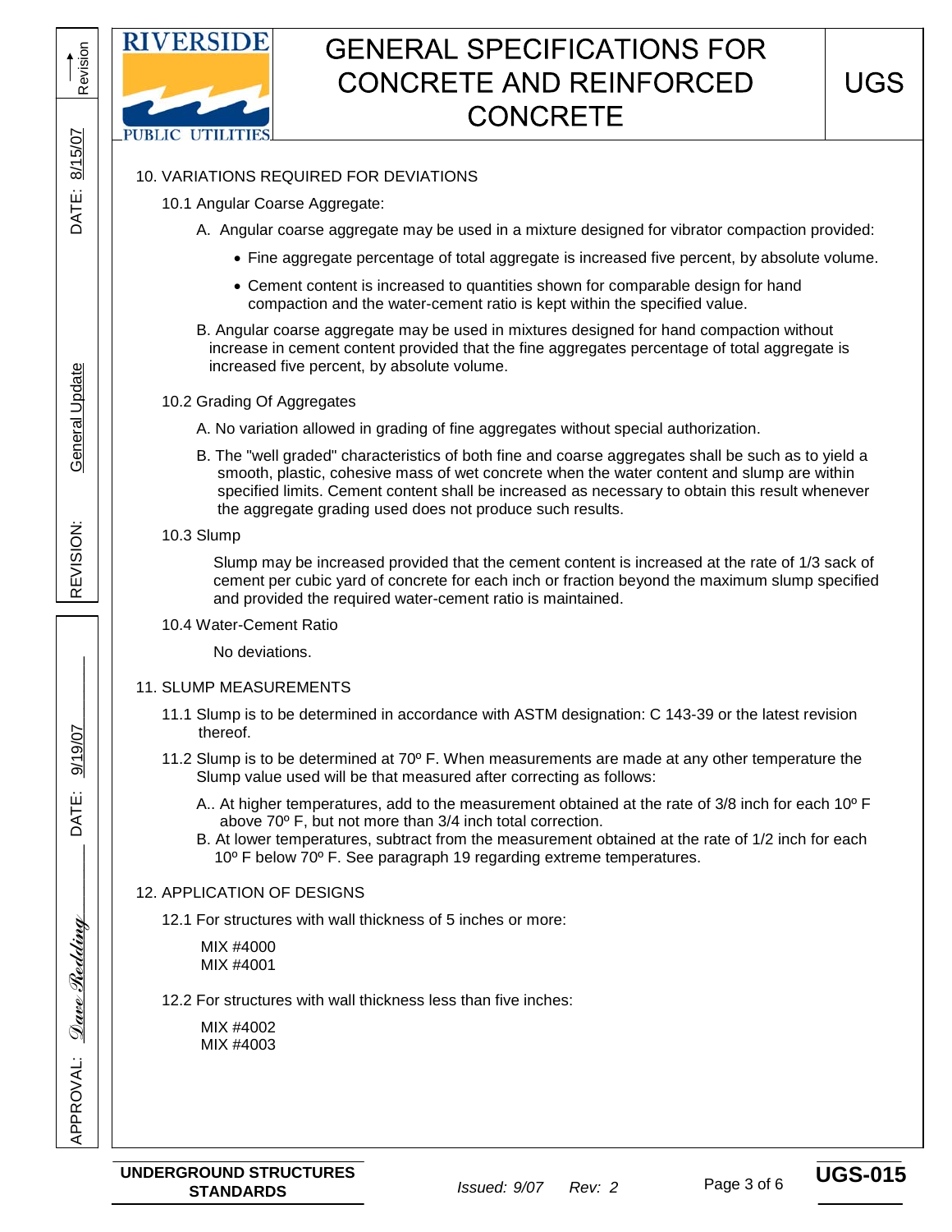## 10. VARIATIONS REQUIRED FOR DEVIATIONS

### 10.1 Angular Coarse Aggregate:

A. Angular coarse aggregate may be used in a mixture designed for vibrator compaction provided:

- Fine aggregate percentage of total aggregate is increased five percent, by absolute volume.
- Cement content is increased to quantities shown for comparable design for hand compaction and the water-cement ratio is kept within the specified value.

B. Angular coarse aggregate may be used in mixtures designed for hand compaction without increase in cement content provided that the fine aggregates percentage of total aggregate is increased five percent, by absolute volume.

### 10.2 Grading Of Aggregates

A. No variation allowed in grading of fine aggregates without special authorization.

B. The "well graded" characteristics of both fine and coarse aggregates shall be such as to yield a smooth, plastic, cohesive mass of wet concrete when the water content and slump are within specified limits. Cement content shall be increased as necessary to obtain this result whenever the aggregate grading used does not produce such results.

### 10.3 Slump

Slump may be increased provided that the cement content is increased at the rate of 1/3 sack of cement per cubic yard of concrete for each inch or fraction beyond the maximum slump specified and provided the required water-cement ratio is maintained.

### 10.4 Water-Cement Ratio

No deviations.

## 11. SLUMP MEASUREMENTS

11.1 Slump is to be determined in accordance with ASTM designation: C 143-39 or the latest revision thereof.

11.2 Slump is to be determined at 70º F. When measurements are made at any other temperature the Slump value used will be that measured after correcting as follows:

A.. At higher temperatures, add to the measurement obtained at the rate of 3/8 inch for each 10º F above 70º F, but not more than 3/4 inch total correction.

B. At lower temperatures, subtract from the measurement obtained at the rate of 1/2 inch for each 10º F below 70º F. See paragraph 19 regarding extreme temperatures.

## 12. APPLICATION OF DESIGNS

12.1 For structures with wall thickness of 5 inches or more:

MIX #4000
MIX #4001

12.2 For structures with wall thickness less than five inches:

MIX #4002
MIX #4003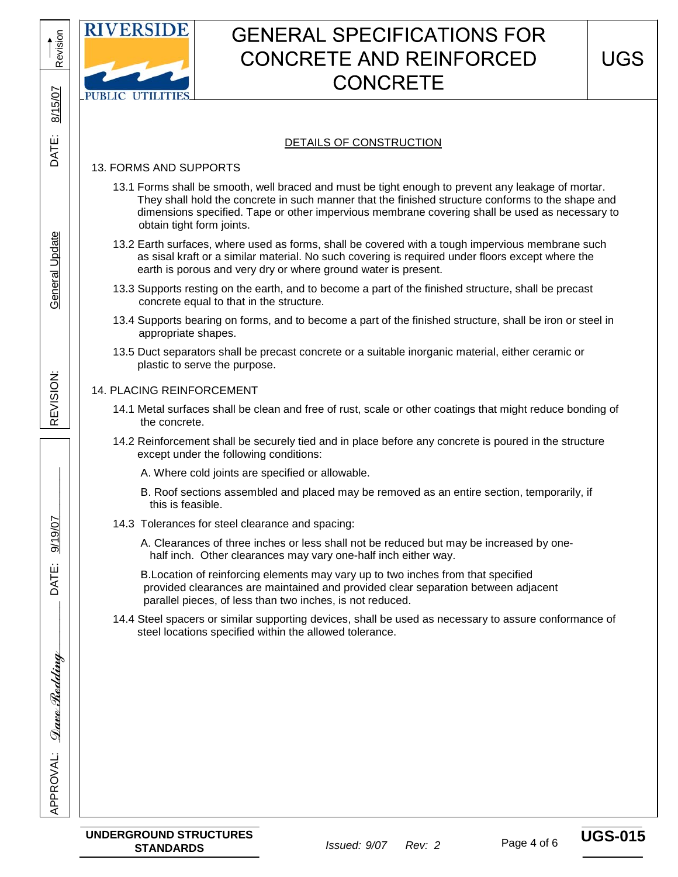## DETAILS OF CONSTRUCTION

### 13. FORMS AND SUPPORTS

13.1 Forms shall be smooth, well braced and must be tight enough to prevent any leakage of mortar. They shall hold the concrete in such manner that the finished structure conforms to the shape and dimensions specified. Tape or other impervious membrane covering shall be used as necessary to obtain tight form joints.

13.2 Earth surfaces, where used as forms, shall be covered with a tough impervious membrane such as sisal kraft or a similar material. No such covering is required under floors except where the earth is porous and very dry or where ground water is present.

13.3 Supports resting on the earth, and to become a part of the finished structure, shall be precast concrete equal to that in the structure.

13.4 Supports bearing on forms, and to become a part of the finished structure, shall be iron or steel in appropriate shapes.

13.5 Duct separators shall be precast concrete or a suitable inorganic material, either ceramic or plastic to serve the purpose.

### 14. PLACING REINFORCEMENT

14.1 Metal surfaces shall be clean and free of rust, scale or other coatings that might reduce bonding of the concrete.

14.2 Reinforcement shall be securely tied and in place before any concrete is poured in the structure except under the following conditions:

A. Where cold joints are specified or allowable.

B. Roof sections assembled and placed may be removed as an entire section, temporarily, if this is feasible.

14.3 Tolerances for steel clearance and spacing:

A. Clearances of three inches or less shall not be reduced but may be increased by one-half inch. Other clearances may vary one-half inch either way.

B. Location of reinforcing elements may vary up to two inches from that specified provided clearances are maintained and provided clear separation between adjacent parallel pieces, of less than two inches, is not reduced.

14.4 Steel spacers or similar supporting devices, shall be used as necessary to assure conformance of steel locations specified within the allowed tolerance.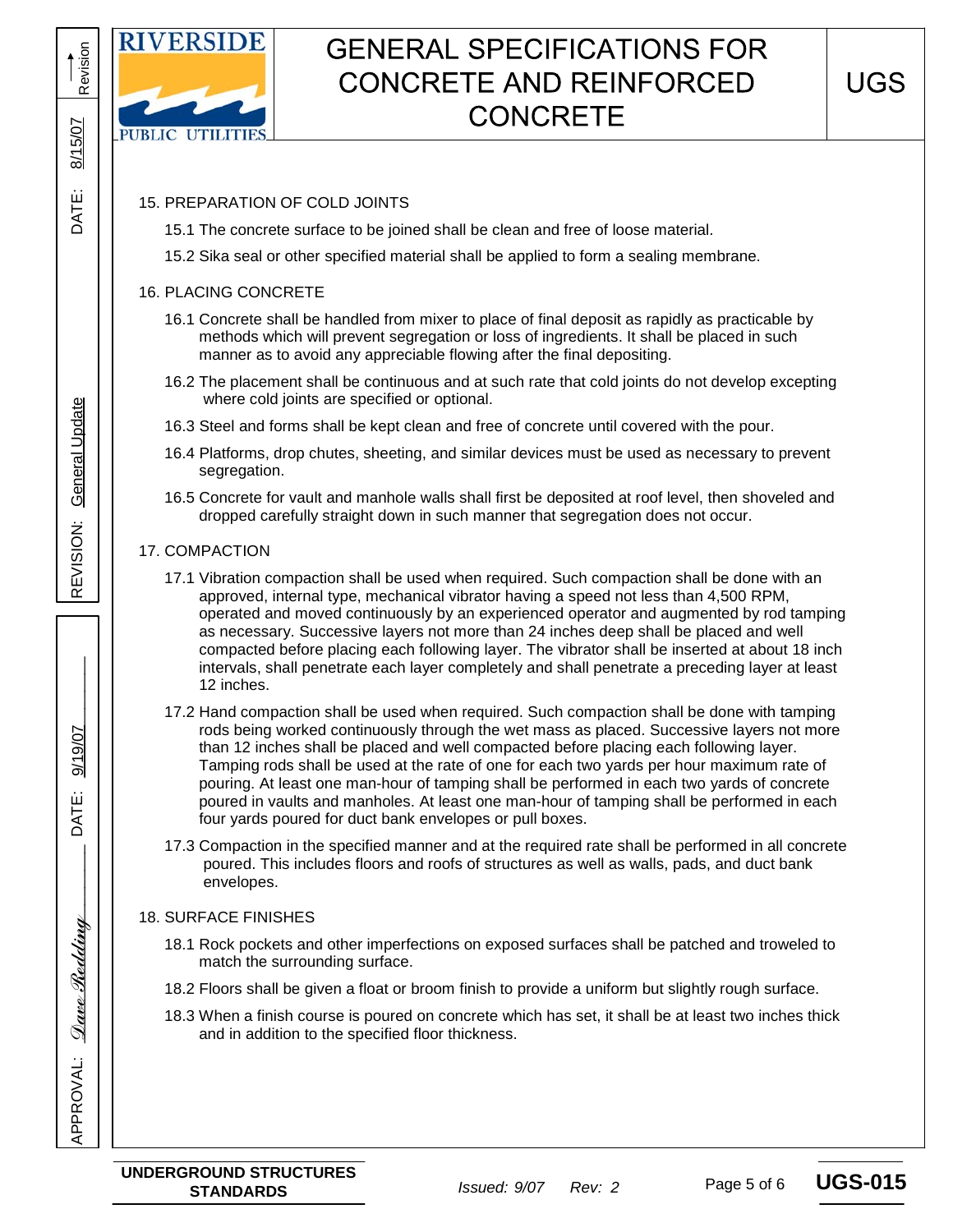15. PREPARATION OF COLD JOINTS

15.1 The concrete surface to be joined shall be clean and free of loose material.

15.2 Sika seal or other specified material shall be applied to form a sealing membrane.

16. PLACING CONCRETE

16.1 Concrete shall be handled from mixer to place of final deposit as rapidly as practicable by methods which will prevent segregation or loss of ingredients. It shall be placed in such manner as to avoid any appreciable flowing after the final depositing.

16.2 The placement shall be continuous and at such rate that cold joints do not develop excepting where cold joints are specified or optional.

16.3 Steel and forms shall be kept clean and free of concrete until covered with the pour.

16.4 Platforms, drop chutes, sheeting, and similar devices must be used as necessary to prevent segregation.

16.5 Concrete for vault and manhole walls shall first be deposited at roof level, then shoveled and dropped carefully straight down in such manner that segregation does not occur.

17. COMPACTION

17.1 Vibration compaction shall be used when required. Such compaction shall be done with an approved, internal type, mechanical vibrator having a speed not less than 4,500 RPM, operated and moved continuously by an experienced operator and augmented by rod tamping as necessary. Successive layers not more than 24 inches deep shall be placed and well compacted before placing each following layer. The vibrator shall be inserted at about 18 inch intervals, shall penetrate each layer completely and shall penetrate a preceding layer at least 12 inches.

17.2 Hand compaction shall be used when required. Such compaction shall be done with tamping rods being worked continuously through the wet mass as placed. Successive layers not more than 12 inches shall be placed and well compacted before placing each following layer. Tamping rods shall be used at the rate of one for each two yards per hour maximum rate of pouring. At least one man-hour of tamping shall be performed in each two yards of concrete poured in vaults and manholes. At least one man-hour of tamping shall be performed in each four yards poured for duct bank envelopes or pull boxes.

17.3 Compaction in the specified manner and at the required rate shall be performed in all concrete poured. This includes floors and roofs of structures as well as walls, pads, and duct bank envelopes.

18. SURFACE FINISHES

18.1 Rock pockets and other imperfections on exposed surfaces shall be patched and troweled to match the surrounding surface.

18.2 Floors shall be given a float or broom finish to provide a uniform but slightly rough surface.

18.3 When a finish course is poured on concrete which has set, it shall be at least two inches thick and in addition to the specified floor thickness.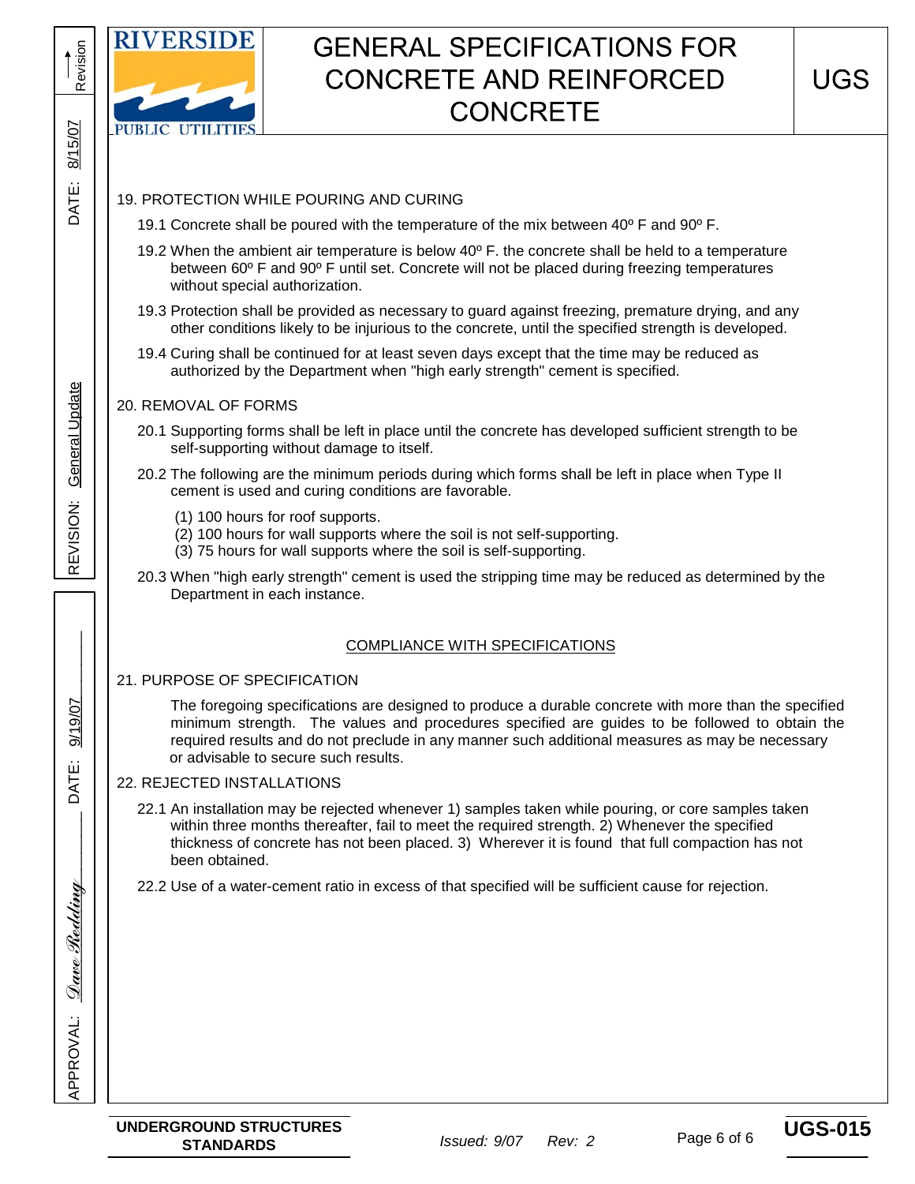## 19. PROTECTION WHILE POURING AND CURING

19.1 Concrete shall be poured with the temperature of the mix between 40º F and 90º F.

19.2 When the ambient air temperature is below 40º F. the concrete shall be held to a temperature between 60º F and 90º F until set. Concrete will not be placed during freezing temperatures without special authorization.

19.3 Protection shall be provided as necessary to guard against freezing, premature drying, and any other conditions likely to be injurious to the concrete, until the specified strength is developed.

19.4 Curing shall be continued for at least seven days except that the time may be reduced as authorized by the Department when "high early strength" cement is specified.

## 20. REMOVAL OF FORMS

20.1 Supporting forms shall be left in place until the concrete has developed sufficient strength to be self-supporting without damage to itself.

20.2 The following are the minimum periods during which forms shall be left in place when Type II cement is used and curing conditions are favorable.

(1) 100 hours for roof supports.
(2) 100 hours for wall supports where the soil is not self-supporting.
(3) 75 hours for wall supports where the soil is self-supporting.

20.3 When "high early strength" cement is used the stripping time may be reduced as determined by the Department in each instance.

# COMPLIANCE WITH SPECIFICATIONS

## 21. PURPOSE OF SPECIFICATION

The foregoing specifications are designed to produce a durable concrete with more than the specified minimum strength. The values and procedures specified are guides to be followed to obtain the required results and do not preclude in any manner such additional measures as may be necessary or advisable to secure such results.

## 22. REJECTED INSTALLATIONS

22.1 An installation may be rejected whenever 1) samples taken while pouring, or core samples taken within three months thereafter, fail to meet the required strength. 2) Whenever the specified thickness of concrete has not been placed. 3) Wherever it is found that full compaction has not been obtained.

22.2 Use of a water-cement ratio in excess of that specified will be sufficient cause for rejection.